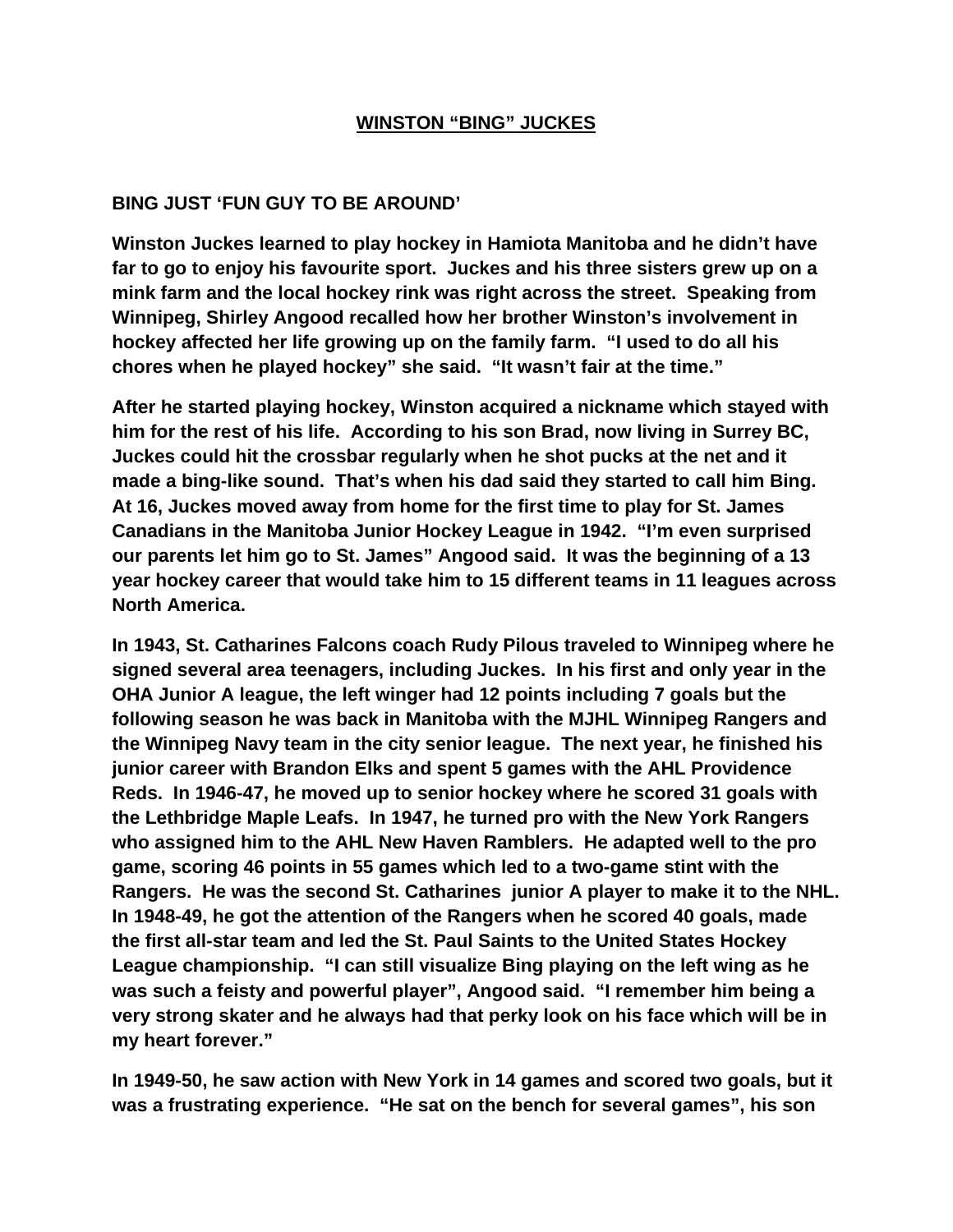# WINSTON "BING" JUCKES

## BING JUST 'FUN GUY TO BE AROUND'

**Winston Juckes learned to play hockey in Hamiota Manitoba and he didn't have far to go to enjoy his favourite sport. Juckes and his three sisters grew up on a mink farm and the local hockey rink was right across the street. Speaking from Winnipeg, Shirley Angood recalled how her brother Winston's involvement in hockey affected her life growing up on the family farm. "I used to do all his chores when he played hockey" she said. "It wasn't fair at the time."**

**After he started playing hockey, Winston acquired a nickname which stayed with him for the rest of his life. According to his son Brad, now living in Surrey BC, Juckes could hit the crossbar regularly when he shot pucks at the net and it made a bing-like sound. That's when his dad said they started to call him Bing. At 16, Juckes moved away from home for the first time to play for St. James Canadians in the Manitoba Junior Hockey League in 1942. "I'm even surprised our parents let him go to St. James" Angood said. It was the beginning of a 13 year hockey career that would take him to 15 different teams in 11 leagues across North America.**

**In 1943, St. Catharines Falcons coach Rudy Pilous traveled to Winnipeg where he signed several area teenagers, including Juckes. In his first and only year in the OHA Junior A league, the left winger had 12 points including 7 goals but the following season he was back in Manitoba with the MJHL Winnipeg Rangers and the Winnipeg Navy team in the city senior league. The next year, he finished his junior career with Brandon Elks and spent 5 games with the AHL Providence Reds. In 1946-47, he moved up to senior hockey where he scored 31 goals with the Lethbridge Maple Leafs. In 1947, he turned pro with the New York Rangers who assigned him to the AHL New Haven Ramblers. He adapted well to the pro game, scoring 46 points in 55 games which led to a two-game stint with the Rangers. He was the second St. Catharines junior A player to make it to the NHL. In 1948-49, he got the attention of the Rangers when he scored 40 goals, made the first all-star team and led the St. Paul Saints to the United States Hockey League championship. "I can still visualize Bing playing on the left wing as he was such a feisty and powerful player", Angood said. "I remember him being a very strong skater and he always had that perky look on his face which will be in my heart forever."**

**In 1949-50, he saw action with New York in 14 games and scored two goals, but it was a frustrating experience. "He sat on the bench for several games", his son**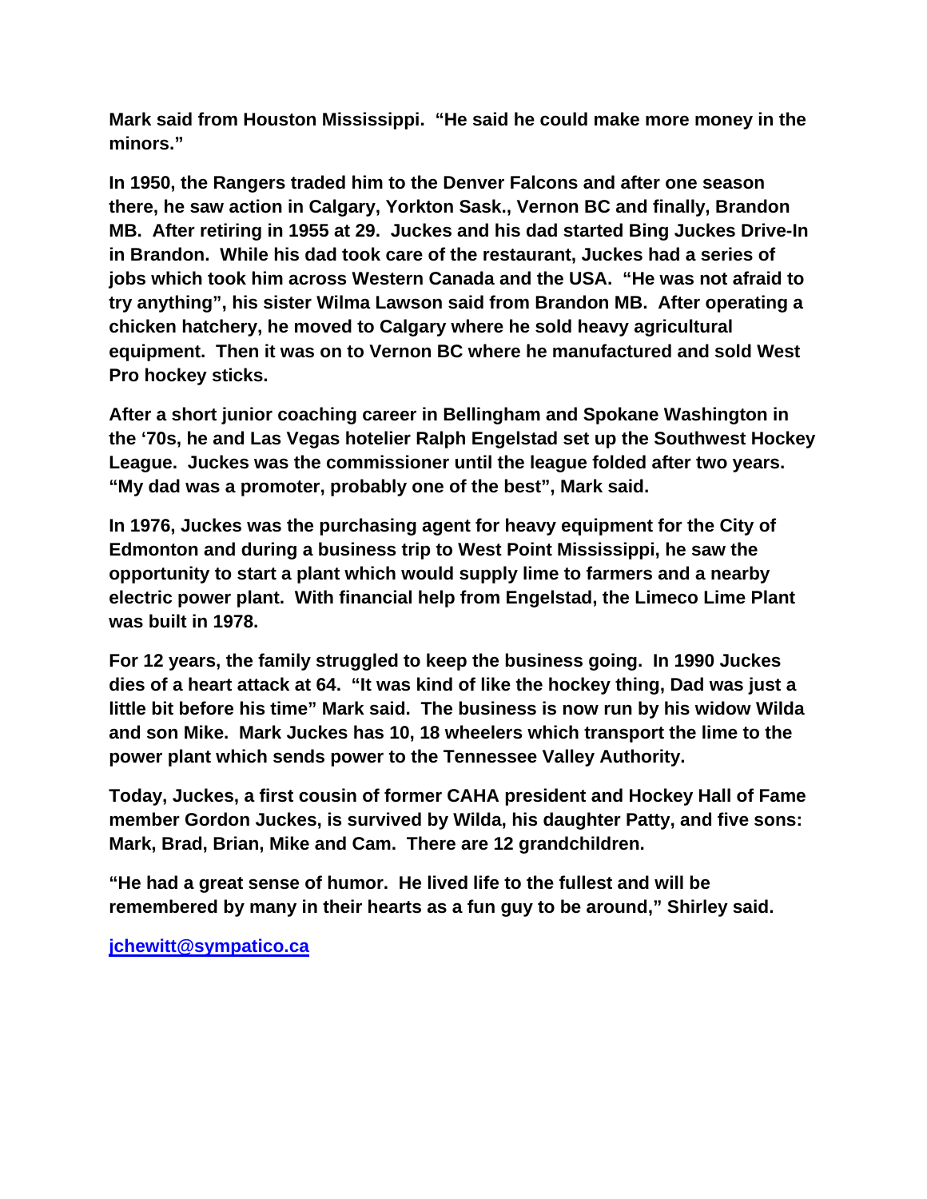**Mark said from Houston Mississippi. "He said he could make more money in the minors."**

**In 1950, the Rangers traded him to the Denver Falcons and after one season there, he saw action in Calgary, Yorkton Sask., Vernon BC and finally, Brandon MB. After retiring in 1955 at 29. Juckes and his dad started Bing Juckes Drive-In in Brandon. While his dad took care of the restaurant, Juckes had a series of jobs which took him across Western Canada and the USA. "He was not afraid to try anything", his sister Wilma Lawson said from Brandon MB. After operating a chicken hatchery, he moved to Calgary where he sold heavy agricultural equipment. Then it was on to Vernon BC where he manufactured and sold West Pro hockey sticks.**

**After a short junior coaching career in Bellingham and Spokane Washington in the '70s, he and Las Vegas hotelier Ralph Engelstad set up the Southwest Hockey League. Juckes was the commissioner until the league folded after two years. "My dad was a promoter, probably one of the best", Mark said.**

**In 1976, Juckes was the purchasing agent for heavy equipment for the City of Edmonton and during a business trip to West Point Mississippi, he saw the opportunity to start a plant which would supply lime to farmers and a nearby electric power plant. With financial help from Engelstad, the Limeco Lime Plant was built in 1978.**

**For 12 years, the family struggled to keep the business going. In 1990 Juckes dies of a heart attack at 64. "It was kind of like the hockey thing, Dad was just a little bit before his time" Mark said. The business is now run by his widow Wilda and son Mike. Mark Juckes has 10, 18 wheelers which transport the lime to the power plant which sends power to the Tennessee Valley Authority.**

**Today, Juckes, a first cousin of former CAHA president and Hockey Hall of Fame member Gordon Juckes, is survived by Wilda, his daughter Patty, and five sons: Mark, Brad, Brian, Mike and Cam. There are 12 grandchildren.**

**"He had a great sense of humor. He lived life to the fullest and will be remembered by many in their hearts as a fun guy to be around," Shirley said.**

**jchewitt@sympatico.ca**